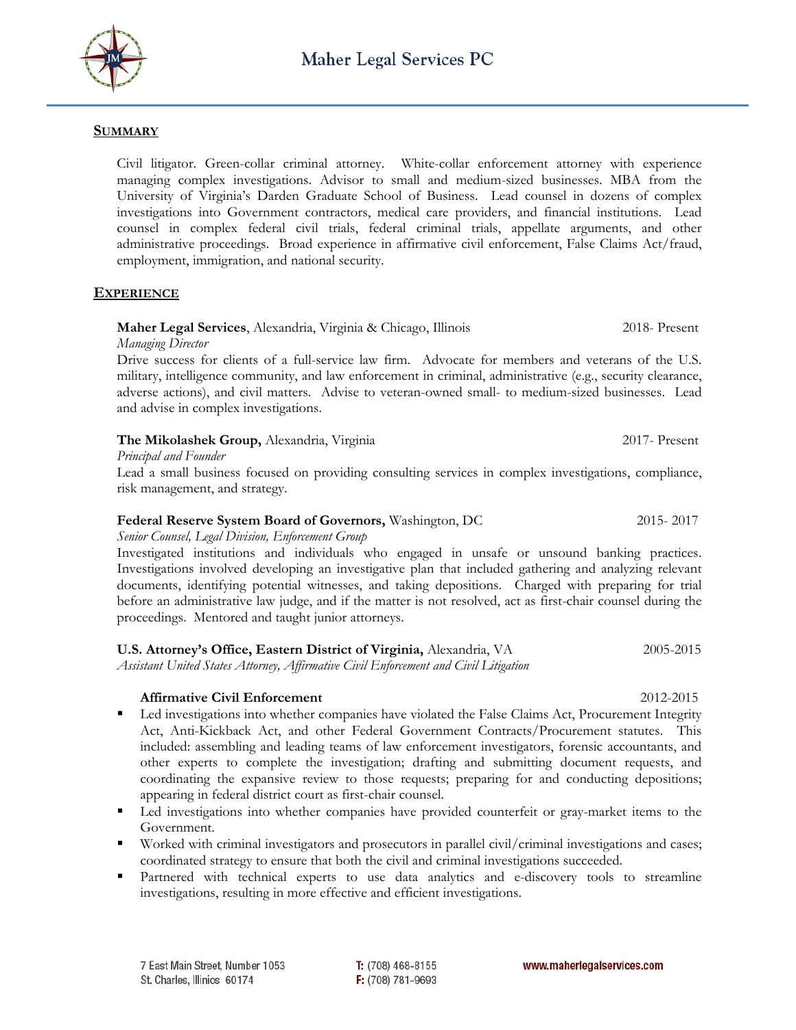# Maher Legal Services PC

## SUMMARY

Civil litigator. Green-collar criminal attorney. White-collar enforcement attorney with experience managing complex investigations. Advisor to small and medium-sized businesses. MBA from the University of Virginia's Darden Graduate School of Business. Lead counsel in dozens of complex investigations into Government contractors, medical care providers, and financial institutions. Lead counsel in complex federal civil trials, federal criminal trials, appellate arguments, and other administrative proceedings. Broad experience in affirmative civil enforcement, False Claims Act/fraud, employment, immigration, and national security.

## EXPERIENCE

**Maher Legal Services**, Alexandria, Virginia & Chicago, Illinois — 2018- Present
*Managing Director*
Drive success for clients of a full-service law firm. Advocate for members and veterans of the U.S. military, intelligence community, and law enforcement in criminal, administrative (e.g., security clearance, adverse actions), and civil matters. Advise to veteran-owned small- to medium-sized businesses. Lead and advise in complex investigations.

**The Mikolashek Group,** Alexandria, Virginia — 2017- Present
*Principal and Founder*
Lead a small business focused on providing consulting services in complex investigations, compliance, risk management, and strategy.

**Federal Reserve System Board of Governors,** Washington, DC — 2015- 2017
*Senior Counsel, Legal Division, Enforcement Group*
Investigated institutions and individuals who engaged in unsafe or unsound banking practices. Investigations involved developing an investigative plan that included gathering and analyzing relevant documents, identifying potential witnesses, and taking depositions. Charged with preparing for trial before an administrative law judge, and if the matter is not resolved, act as first-chair counsel during the proceedings. Mentored and taught junior attorneys.

**U.S. Attorney's Office, Eastern District of Virginia,** Alexandria, VA — 2005-2015
*Assistant United States Attorney, Affirmative Civil Enforcement and Civil Litigation*

**Affirmative Civil Enforcement** — 2012-2015

- Led investigations into whether companies have violated the False Claims Act, Procurement Integrity Act, Anti-Kickback Act, and other Federal Government Contracts/Procurement statutes. This included: assembling and leading teams of law enforcement investigators, forensic accountants, and other experts to complete the investigation; drafting and submitting document requests, and coordinating the expansive review to those requests; preparing for and conducting depositions; appearing in federal district court as first-chair counsel.
- Led investigations into whether companies have provided counterfeit or gray-market items to the Government.
- Worked with criminal investigators and prosecutors in parallel civil/criminal investigations and cases; coordinated strategy to ensure that both the civil and criminal investigations succeeded.
- Partnered with technical experts to use data analytics and e-discovery tools to streamline investigations, resulting in more effective and efficient investigations.

7 East Main Street, Number 1053
St. Charles, Illinois 60174

**T:** (708) 468-8155
**F:** (708) 781-9693

www.maherlegalservices.com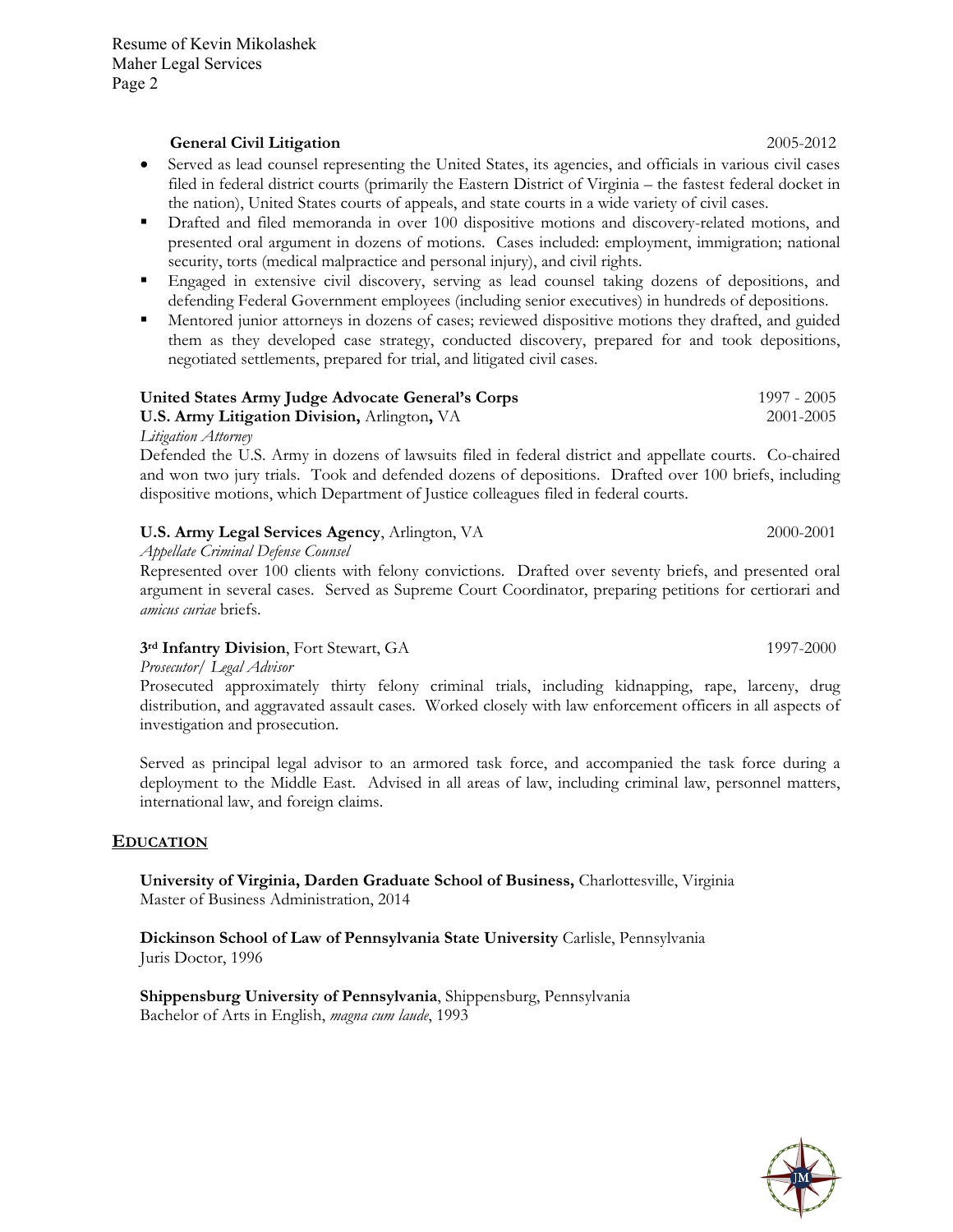**General Civil Litigation** 2005-2012

- Served as lead counsel representing the United States, its agencies, and officials in various civil cases filed in federal district courts (primarily the Eastern District of Virginia – the fastest federal docket in the nation), United States courts of appeals, and state courts in a wide variety of civil cases.
- Drafted and filed memoranda in over 100 dispositive motions and discovery-related motions, and presented oral argument in dozens of motions. Cases included: employment, immigration; national security, torts (medical malpractice and personal injury), and civil rights.
- Engaged in extensive civil discovery, serving as lead counsel taking dozens of depositions, and defending Federal Government employees (including senior executives) in hundreds of depositions.
- Mentored junior attorneys in dozens of cases; reviewed dispositive motions they drafted, and guided them as they developed case strategy, conducted discovery, prepared for and took depositions, negotiated settlements, prepared for trial, and litigated civil cases.

**United States Army Judge Advocate General's Corps** 1997 - 2005
**U.S. Army Litigation Division,** Arlington**,** VA 2001-2005
*Litigation Attorney*
Defended the U.S. Army in dozens of lawsuits filed in federal district and appellate courts. Co-chaired and won two jury trials. Took and defended dozens of depositions. Drafted over 100 briefs, including dispositive motions, which Department of Justice colleagues filed in federal courts.

**U.S. Army Legal Services Agency**, Arlington, VA 2000-2001
*Appellate Criminal Defense Counsel*
Represented over 100 clients with felony convictions. Drafted over seventy briefs, and presented oral argument in several cases. Served as Supreme Court Coordinator, preparing petitions for certiorari and *amicus curiae* briefs.

**3rd Infantry Division**, Fort Stewart, GA 1997-2000
*Prosecutor/ Legal Advisor*
Prosecuted approximately thirty felony criminal trials, including kidnapping, rape, larceny, drug distribution, and aggravated assault cases. Worked closely with law enforcement officers in all aspects of investigation and prosecution.

Served as principal legal advisor to an armored task force, and accompanied the task force during a deployment to the Middle East. Advised in all areas of law, including criminal law, personnel matters, international law, and foreign claims.

## EDUCATION

**University of Virginia, Darden Graduate School of Business,** Charlottesville, Virginia
Master of Business Administration, 2014

**Dickinson School of Law of Pennsylvania State University** Carlisle, Pennsylvania
Juris Doctor, 1996

**Shippensburg University of Pennsylvania**, Shippensburg, Pennsylvania
Bachelor of Arts in English, *magna cum laude*, 1993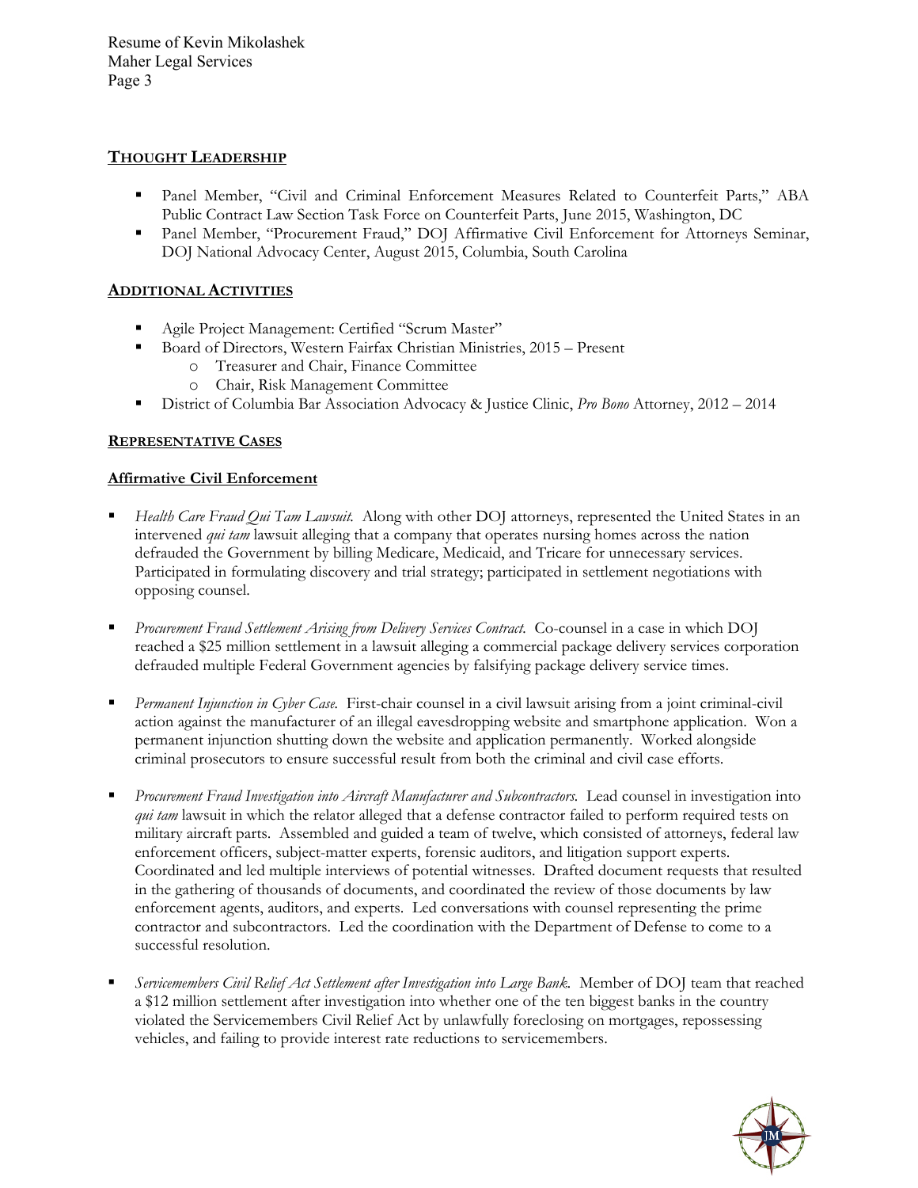## THOUGHT LEADERSHIP

- Panel Member, "Civil and Criminal Enforcement Measures Related to Counterfeit Parts," ABA Public Contract Law Section Task Force on Counterfeit Parts, June 2015, Washington, DC
- Panel Member, "Procurement Fraud," DOJ Affirmative Civil Enforcement for Attorneys Seminar, DOJ National Advocacy Center, August 2015, Columbia, South Carolina

## ADDITIONAL ACTIVITIES

- Agile Project Management: Certified "Scrum Master"
- Board of Directors, Western Fairfax Christian Ministries, 2015 – Present
    - Treasurer and Chair, Finance Committee
    - Chair, Risk Management Committee
- District of Columbia Bar Association Advocacy & Justice Clinic, *Pro Bono* Attorney, 2012 – 2014

## REPRESENTATIVE CASES

### Affirmative Civil Enforcement

- *Health Care Fraud Qui Tam Lawsuit.* Along with other DOJ attorneys, represented the United States in an intervened *qui tam* lawsuit alleging that a company that operates nursing homes across the nation defrauded the Government by billing Medicare, Medicaid, and Tricare for unnecessary services. Participated in formulating discovery and trial strategy; participated in settlement negotiations with opposing counsel.

- *Procurement Fraud Settlement Arising from Delivery Services Contract.* Co-counsel in a case in which DOJ reached a $25 million settlement in a lawsuit alleging a commercial package delivery services corporation defrauded multiple Federal Government agencies by falsifying package delivery service times.

- *Permanent Injunction in Cyber Case.* First-chair counsel in a civil lawsuit arising from a joint criminal-civil action against the manufacturer of an illegal eavesdropping website and smartphone application. Won a permanent injunction shutting down the website and application permanently. Worked alongside criminal prosecutors to ensure successful result from both the criminal and civil case efforts.

- *Procurement Fraud Investigation into Aircraft Manufacturer and Subcontractors.* Lead counsel in investigation into *qui tam* lawsuit in which the relator alleged that a defense contractor failed to perform required tests on military aircraft parts. Assembled and guided a team of twelve, which consisted of attorneys, federal law enforcement officers, subject-matter experts, forensic auditors, and litigation support experts. Coordinated and led multiple interviews of potential witnesses. Drafted document requests that resulted in the gathering of thousands of documents, and coordinated the review of those documents by law enforcement agents, auditors, and experts. Led conversations with counsel representing the prime contractor and subcontractors. Led the coordination with the Department of Defense to come to a successful resolution.

- *Servicemembers Civil Relief Act Settlement after Investigation into Large Bank.* Member of DOJ team that reached a $12 million settlement after investigation into whether one of the ten biggest banks in the country violated the Servicemembers Civil Relief Act by unlawfully foreclosing on mortgages, repossessing vehicles, and failing to provide interest rate reductions to servicemembers.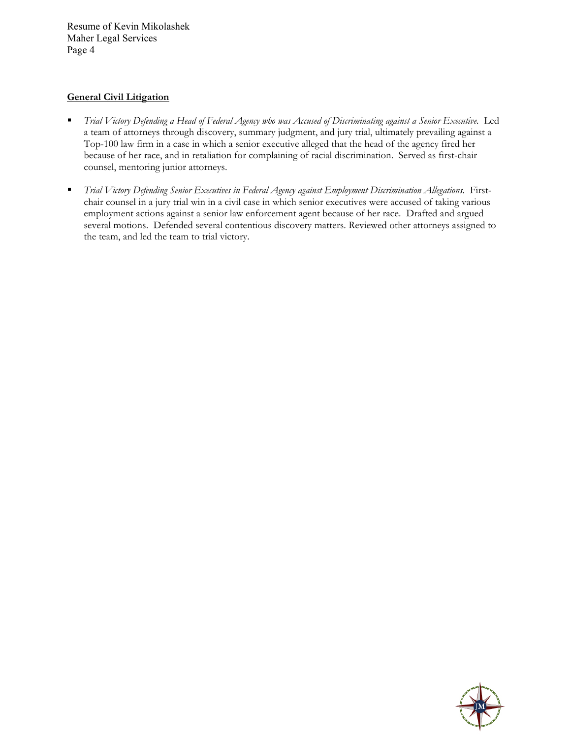## General Civil Litigation

- *Trial Victory Defending a Head of Federal Agency who was Accused of Discriminating against a Senior Executive.* Led a team of attorneys through discovery, summary judgment, and jury trial, ultimately prevailing against a Top-100 law firm in a case in which a senior executive alleged that the head of the agency fired her because of her race, and in retaliation for complaining of racial discrimination. Served as first-chair counsel, mentoring junior attorneys.

- *Trial Victory Defending Senior Executives in Federal Agency against Employment Discrimination Allegations.* First-chair counsel in a jury trial win in a civil case in which senior executives were accused of taking various employment actions against a senior law enforcement agent because of her race. Drafted and argued several motions. Defended several contentious discovery matters. Reviewed other attorneys assigned to the team, and led the team to trial victory.